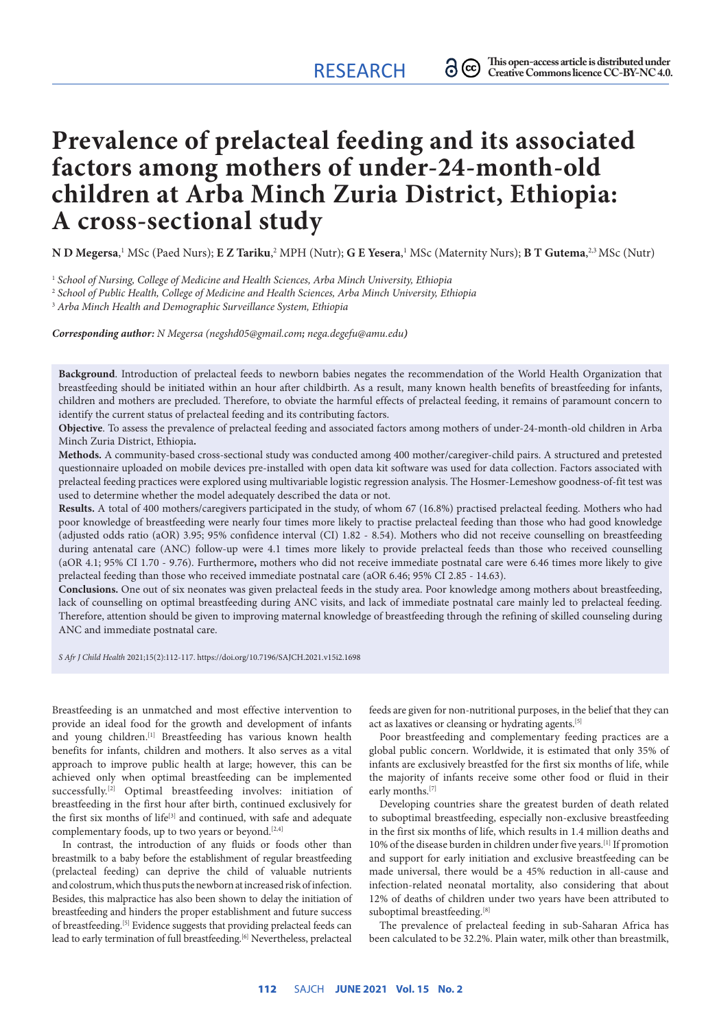RESEARCH

This open-access article is distributed under Creative Commons licence CC-BY-NC 4.0.

# Prevalence of prelacteal feeding and its associated factors among mothers of under-24-month-old children at Arba Minch Zuria District, Ethiopia: A cross-sectional study

**N D Megersa**,[1] MSc (Paed Nurs); **E Z Tariku**,[2] MPH (Nutr); **G E Yesera**,[1] MSc (Maternity Nurs); **B T Gutema**,[2,3] MSc (Nutr)

[1] *School of Nursing, College of Medicine and Health Sciences, Arba Minch University, Ethiopia*
[2] *School of Public Health, College of Medicine and Health Sciences, Arba Minch University, Ethiopia*
[3] *Arba Minch Health and Demographic Surveillance System, Ethiopia*

***Corresponding author:*** *N Megersa (negshd05@gmail.com; nega.degefu@amu.edu)*

**Background**. Introduction of prelacteal feeds to newborn babies negates the recommendation of the World Health Organization that breastfeeding should be initiated within an hour after childbirth. As a result, many known health benefits of breastfeeding for infants, children and mothers are precluded. Therefore, to obviate the harmful effects of prelacteal feeding, it remains of paramount concern to identify the current status of prelacteal feeding and its contributing factors.

**Objective**. To assess the prevalence of prelacteal feeding and associated factors among mothers of under-24-month-old children in Arba Minch Zuria District, Ethiopia**.**

**Methods.** A community-based cross-sectional study was conducted among 400 mother/caregiver-child pairs. A structured and pretested questionnaire uploaded on mobile devices pre-installed with open data kit software was used for data collection. Factors associated with prelacteal feeding practices were explored using multivariable logistic regression analysis. The Hosmer-Lemeshow goodness-of-fit test was used to determine whether the model adequately described the data or not.

**Results.** A total of 400 mothers/caregivers participated in the study, of whom 67 (16.8%) practised prelacteal feeding. Mothers who had poor knowledge of breastfeeding were nearly four times more likely to practise prelacteal feeding than those who had good knowledge (adjusted odds ratio (aOR) 3.95; 95% confidence interval (CI) 1.82 - 8.54). Mothers who did not receive counselling on breastfeeding during antenatal care (ANC) follow-up were 4.1 times more likely to provide prelacteal feeds than those who received counselling (aOR 4.1; 95% CI 1.70 - 9.76). Furthermore**,** mothers who did not receive immediate postnatal care were 6.46 times more likely to give prelacteal feeding than those who received immediate postnatal care (aOR 6.46; 95% CI 2.85 - 14.63).

**Conclusions.** One out of six neonates was given prelacteal feeds in the study area. Poor knowledge among mothers about breastfeeding, lack of counselling on optimal breastfeeding during ANC visits, and lack of immediate postnatal care mainly led to prelacteal feeding. Therefore, attention should be given to improving maternal knowledge of breastfeeding through the refining of skilled counseling during ANC and immediate postnatal care.

*S Afr J Child Health* 2021;15(2):112-117. https://doi.org/10.7196/SAJCH.2021.v15i2.1698

Breastfeeding is an unmatched and most effective intervention to provide an ideal food for the growth and development of infants and young children.[1] Breastfeeding has various known health benefits for infants, children and mothers. It also serves as a vital approach to improve public health at large; however, this can be achieved only when optimal breastfeeding can be implemented successfully.[2] Optimal breastfeeding involves: initiation of breastfeeding in the first hour after birth, continued exclusively for the first six months of life[3] and continued, with safe and adequate complementary foods, up to two years or beyond.[2,4]

In contrast, the introduction of any fluids or foods other than breastmilk to a baby before the establishment of regular breastfeeding (prelacteal feeding) can deprive the child of valuable nutrients and colostrum, which thus puts the newborn at increased risk of infection. Besides, this malpractice has also been shown to delay the initiation of breastfeeding and hinders the proper establishment and future success of breastfeeding.[5] Evidence suggests that providing prelacteal feeds can lead to early termination of full breastfeeding.[6] Nevertheless, prelacteal feeds are given for non-nutritional purposes, in the belief that they can act as laxatives or cleansing or hydrating agents.[5]

Poor breastfeeding and complementary feeding practices are a global public concern. Worldwide, it is estimated that only 35% of infants are exclusively breastfed for the first six months of life, while the majority of infants receive some other food or fluid in their early months.[7]

Developing countries share the greatest burden of death related to suboptimal breastfeeding, especially non-exclusive breastfeeding in the first six months of life, which results in 1.4 million deaths and 10% of the disease burden in children under five years.[1] If promotion and support for early initiation and exclusive breastfeeding can be made universal, there would be a 45% reduction in all-cause and infection-related neonatal mortality, also considering that about 12% of deaths of children under two years have been attributed to suboptimal breastfeeding.[8]

The prevalence of prelacteal feeding in sub-Saharan Africa has been calculated to be 32.2%. Plain water, milk other than breastmilk,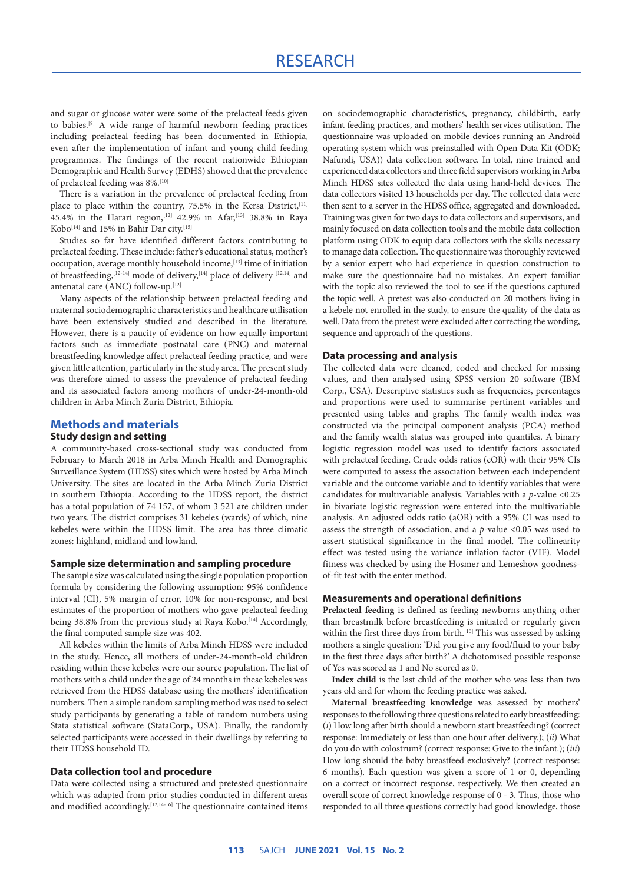and sugar or glucose water were some of the prelacteal feeds given to babies.[9] A wide range of harmful newborn feeding practices including prelacteal feeding has been documented in Ethiopia, even after the implementation of infant and young child feeding programmes. The findings of the recent nationwide Ethiopian Demographic and Health Survey (EDHS) showed that the prevalence of prelacteal feeding was 8%.[10]

There is a variation in the prevalence of prelacteal feeding from place to place within the country, 75.5% in the Kersa District,[11] 45.4% in the Harari region,[12] 42.9% in Afar,[13] 38.8% in Raya Kobo[14] and 15% in Bahir Dar city.[15]

Studies so far have identified different factors contributing to prelacteal feeding. These include: father's educational status, mother's occupation, average monthly household income,[13] time of initiation of breastfeeding,[12-14] mode of delivery,[14] place of delivery [12,14] and antenatal care (ANC) follow-up.[12]

Many aspects of the relationship between prelacteal feeding and maternal sociodemographic characteristics and healthcare utilisation have been extensively studied and described in the literature. However, there is a paucity of evidence on how equally important factors such as immediate postnatal care (PNC) and maternal breastfeeding knowledge affect prelacteal feeding practice, and were given little attention, particularly in the study area. The present study was therefore aimed to assess the prevalence of prelacteal feeding and its associated factors among mothers of under-24-month-old children in Arba Minch Zuria District, Ethiopia.

## Methods and materials

### Study design and setting

A community-based cross-sectional study was conducted from February to March 2018 in Arba Minch Health and Demographic Surveillance System (HDSS) sites which were hosted by Arba Minch University. The sites are located in the Arba Minch Zuria District in southern Ethiopia. According to the HDSS report, the district has a total population of 74 157, of whom 3 521 are children under two years. The district comprises 31 kebeles (wards) of which, nine kebeles were within the HDSS limit. The area has three climatic zones: highland, midland and lowland.

### Sample size determination and sampling procedure

The sample size was calculated using the single population proportion formula by considering the following assumption: 95% confidence interval (CI), 5% margin of error, 10% for non-response, and best estimates of the proportion of mothers who gave prelacteal feeding being 38.8% from the previous study at Raya Kobo.[14] Accordingly, the final computed sample size was 402.

All kebeles within the limits of Arba Minch HDSS were included in the study. Hence, all mothers of under-24-month-old children residing within these kebeles were our source population. The list of mothers with a child under the age of 24 months in these kebeles was retrieved from the HDSS database using the mothers' identification numbers. Then a simple random sampling method was used to select study participants by generating a table of random numbers using Stata statistical software (StataCorp., USA). Finally, the randomly selected participants were accessed in their dwellings by referring to their HDSS household ID.

### Data collection tool and procedure

Data were collected using a structured and pretested questionnaire which was adapted from prior studies conducted in different areas and modified accordingly.[12,14-16] The questionnaire contained items on sociodemographic characteristics, pregnancy, childbirth, early infant feeding practices, and mothers' health services utilisation. The questionnaire was uploaded on mobile devices running an Android operating system which was preinstalled with Open Data Kit (ODK; Nafundi, USA)) data collection software. In total, nine trained and experienced data collectors and three field supervisors working in Arba Minch HDSS sites collected the data using hand-held devices. The data collectors visited 13 households per day. The collected data were then sent to a server in the HDSS office, aggregated and downloaded. Training was given for two days to data collectors and supervisors, and mainly focused on data collection tools and the mobile data collection platform using ODK to equip data collectors with the skills necessary to manage data collection. The questionnaire was thoroughly reviewed by a senior expert who had experience in question construction to make sure the questionnaire had no mistakes. An expert familiar with the topic also reviewed the tool to see if the questions captured the topic well. A pretest was also conducted on 20 mothers living in a kebele not enrolled in the study, to ensure the quality of the data as well. Data from the pretest were excluded after correcting the wording, sequence and approach of the questions.

### Data processing and analysis

The collected data were cleaned, coded and checked for missing values, and then analysed using SPSS version 20 software (IBM Corp., USA). Descriptive statistics such as frequencies, percentages and proportions were used to summarise pertinent variables and presented using tables and graphs. The family wealth index was constructed via the principal component analysis (PCA) method and the family wealth status was grouped into quantiles. A binary logistic regression model was used to identify factors associated with prelacteal feeding. Crude odds ratios (cOR) with their 95% CIs were computed to assess the association between each independent variable and the outcome variable and to identify variables that were candidates for multivariable analysis. Variables with a $p$-value <0.25 in bivariate logistic regression were entered into the multivariable analysis. An adjusted odds ratio (aOR) with a 95% CI was used to assess the strength of association, and a $p$-value <0.05 was used to assert statistical significance in the final model. The collinearity effect was tested using the variance inflation factor (VIF). Model fitness was checked by using the Hosmer and Lemeshow goodness-of-fit test with the enter method.

### Measurements and operational definitions

**Prelacteal feeding** is defined as feeding newborns anything other than breastmilk before breastfeeding is initiated or regularly given within the first three days from birth.[10] This was assessed by asking mothers a single question: 'Did you give any food/fluid to your baby in the first three days after birth?' A dichotomised possible response of Yes was scored as 1 and No scored as 0.

**Index child** is the last child of the mother who was less than two years old and for whom the feeding practice was asked.

**Maternal breastfeeding knowledge** was assessed by mothers' responses to the following three questions related to early breastfeeding: (*i*) How long after birth should a newborn start breastfeeding? (correct response: Immediately or less than one hour after delivery.); (*ii*) What do you do with colostrum? (correct response: Give to the infant.); (*iii*) How long should the baby breastfeed exclusively? (correct response: 6 months). Each question was given a score of 1 or 0, depending on a correct or incorrect response, respectively. We then created an overall score of correct knowledge response of 0 - 3. Thus, those who responded to all three questions correctly had good knowledge, those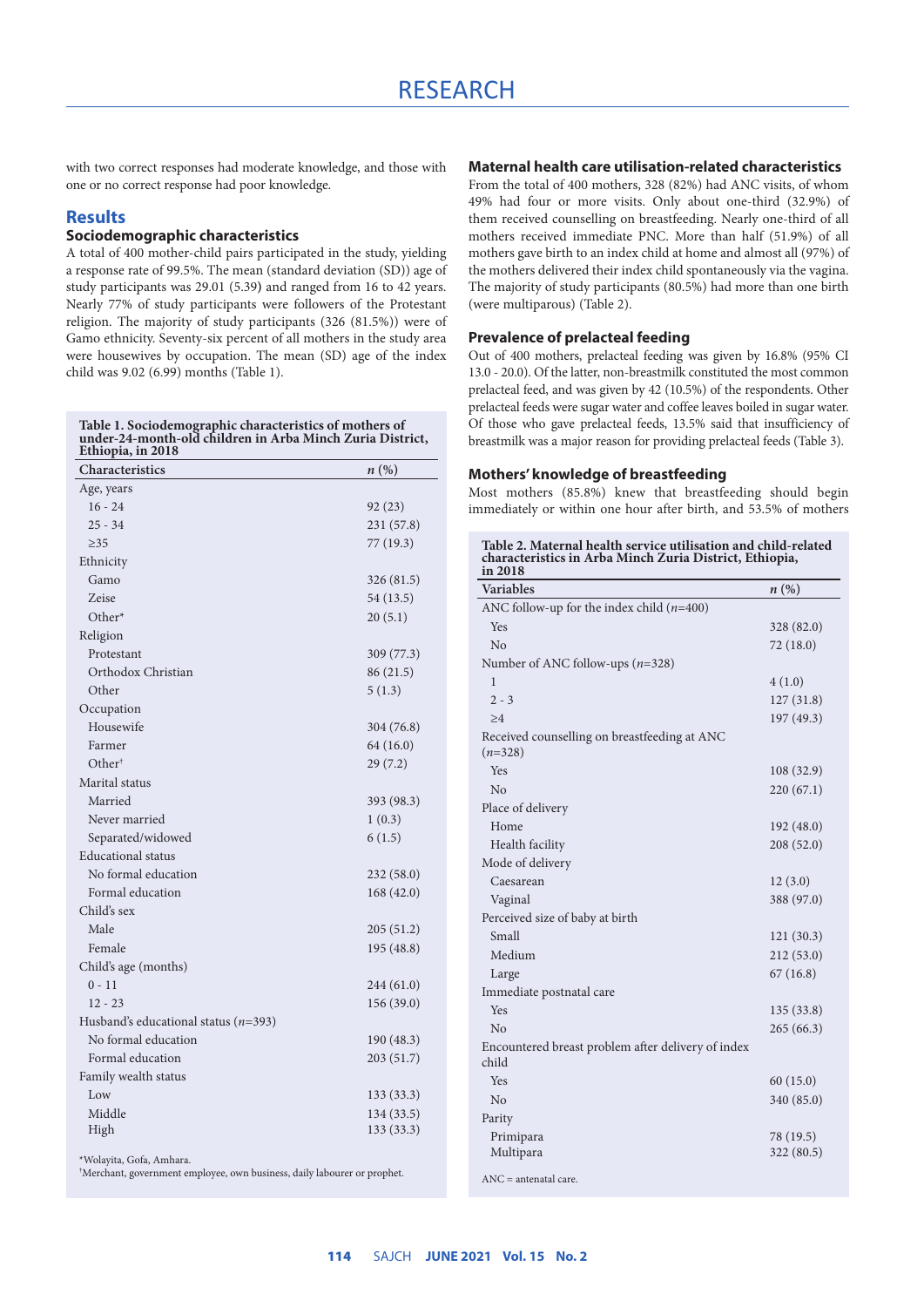with two correct responses had moderate knowledge, and those with one or no correct response had poor knowledge.

## Results

### Sociodemographic characteristics

A total of 400 mother-child pairs participated in the study, yielding a response rate of 99.5%. The mean (standard deviation (SD)) age of study participants was 29.01 (5.39) and ranged from 16 to 42 years. Nearly 77% of study participants were followers of the Protestant religion. The majority of study participants (326 (81.5%)) were of Gamo ethnicity. Seventy-six percent of all mothers in the study area were housewives by occupation. The mean (SD) age of the index child was 9.02 (6.99) months (Table 1).

**Table 1. Sociodemographic characteristics of mothers of under-24-month-old children in Arba Minch Zuria District, Ethiopia, in 2018**

| Characteristics | *n* (%) |
|---|---|
| Age, years | |
| 16 - 24 | 92 (23) |
| 25 - 34 | 231 (57.8) |
| ≥35 | 77 (19.3) |
| Ethnicity | |
| Gamo | 326 (81.5) |
| Zeise | 54 (13.5) |
| Other* | 20 (5.1) |
| Religion | |
| Protestant | 309 (77.3) |
| Orthodox Christian | 86 (21.5) |
| Other | 5 (1.3) |
| Occupation | |
| Housewife | 304 (76.8) |
| Farmer | 64 (16.0) |
| Other† | 29 (7.2) |
| Marital status | |
| Married | 393 (98.3) |
| Never married | 1 (0.3) |
| Separated/widowed | 6 (1.5) |
| Educational status | |
| No formal education | 232 (58.0) |
| Formal education | 168 (42.0) |
| Child's sex | |
| Male | 205 (51.2) |
| Female | 195 (48.8) |
| Child's age (months) | |
| 0 - 11 | 244 (61.0) |
| 12 - 23 | 156 (39.0) |
| Husband's educational status (*n*=393) | |
| No formal education | 190 (48.3) |
| Formal education | 203 (51.7) |
| Family wealth status | |
| Low | 133 (33.3) |
| Middle | 134 (33.5) |
| High | 133 (33.3) |

*Wolayita, Gofa, Amhara.
†Merchant, government employee, own business, daily labourer or prophet.

### Maternal health care utilisation-related characteristics

From the total of 400 mothers, 328 (82%) had ANC visits, of whom 49% had four or more visits. Only about one-third (32.9%) of them received counselling on breastfeeding. Nearly one-third of all mothers received immediate PNC. More than half (51.9%) of all mothers gave birth to an index child at home and almost all (97%) of the mothers delivered their index child spontaneously via the vagina. The majority of study participants (80.5%) had more than one birth (were multiparous) (Table 2).

### Prevalence of prelacteal feeding

Out of 400 mothers, prelacteal feeding was given by 16.8% (95% CI 13.0 - 20.0). Of the latter, non-breastmilk constituted the most common prelacteal feed, and was given by 42 (10.5%) of the respondents. Other prelacteal feeds were sugar water and coffee leaves boiled in sugar water. Of those who gave prelacteal feeds, 13.5% said that insufficiency of breastmilk was a major reason for providing prelacteal feeds (Table 3).

### Mothers' knowledge of breastfeeding

Most mothers (85.8%) knew that breastfeeding should begin immediately or within one hour after birth, and 53.5% of mothers

**Table 2. Maternal health service utilisation and child-related characteristics in Arba Minch Zuria District, Ethiopia, in 2018**

| Variables | *n* (%) |
|---|---|
| ANC follow-up for the index child (*n*=400) | |
| Yes | 328 (82.0) |
| No | 72 (18.0) |
| Number of ANC follow-ups (*n*=328) | |
| 1 | 4 (1.0) |
| 2 - 3 | 127 (31.8) |
| ≥4 | 197 (49.3) |
| Received counselling on breastfeeding at ANC (*n*=328) | |
| Yes | 108 (32.9) |
| No | 220 (67.1) |
| Place of delivery | |
| Home | 192 (48.0) |
| Health facility | 208 (52.0) |
| Mode of delivery | |
| Caesarean | 12 (3.0) |
| Vaginal | 388 (97.0) |
| Perceived size of baby at birth | |
| Small | 121 (30.3) |
| Medium | 212 (53.0) |
| Large | 67 (16.8) |
| Immediate postnatal care | |
| Yes | 135 (33.8) |
| No | 265 (66.3) |
| Encountered breast problem after delivery of index child | |
| Yes | 60 (15.0) |
| No | 340 (85.0) |
| Parity | |
| Primipara | 78 (19.5) |
| Multipara | 322 (80.5) |

ANC = antenatal care.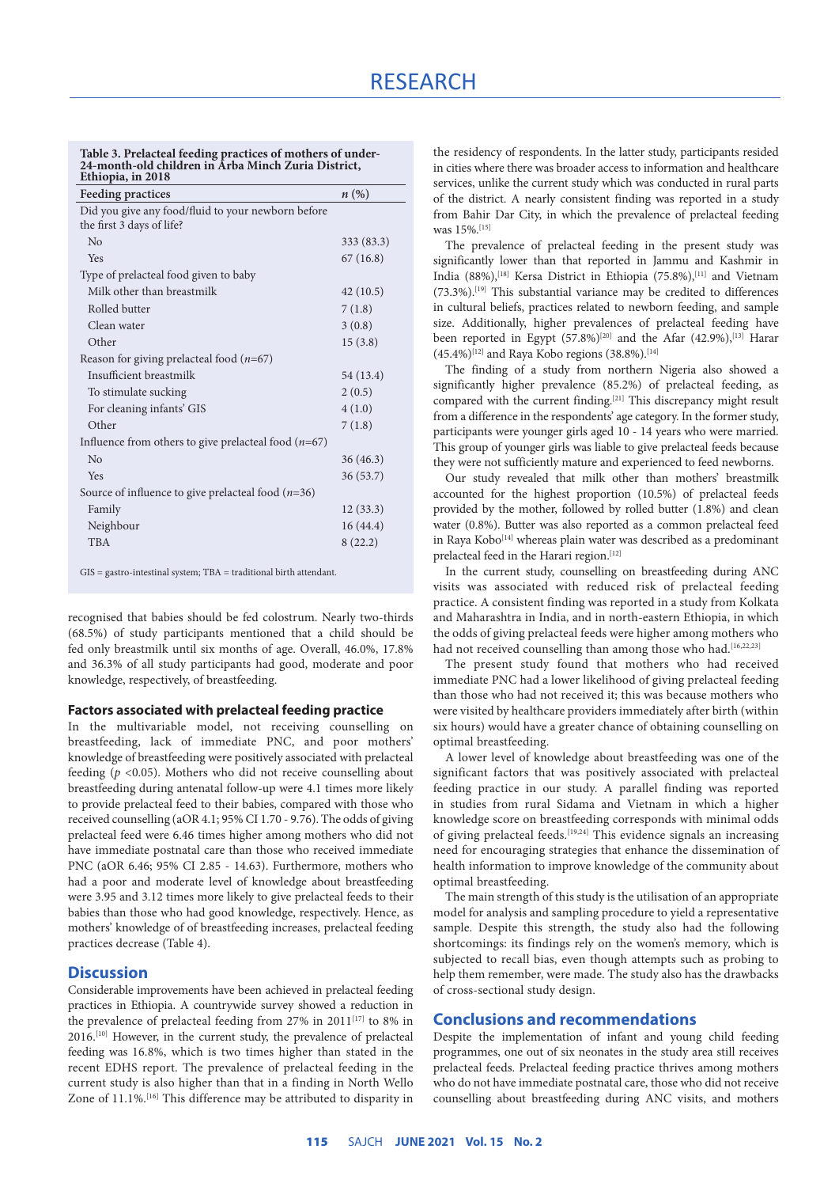**Table 3. Prelacteal feeding practices of mothers of under-24-month-old children in Arba Minch Zuria District, Ethiopia, in 2018**

| Feeding practices | *n* (%) |
|---|---|
| Did you give any food/fluid to your newborn before the first 3 days of life? | |
| No | 333 (83.3) |
| Yes | 67 (16.8) |
| Type of prelacteal food given to baby | |
| Milk other than breastmilk | 42 (10.5) |
| Rolled butter | 7 (1.8) |
| Clean water | 3 (0.8) |
| Other | 15 (3.8) |
| Reason for giving prelacteal food (*n*=67) | |
| Insufficient breastmilk | 54 (13.4) |
| To stimulate sucking | 2 (0.5) |
| For cleaning infants' GIS | 4 (1.0) |
| Other | 7 (1.8) |
| Influence from others to give prelacteal food (*n*=67) | |
| No | 36 (46.3) |
| Yes | 36 (53.7) |
| Source of influence to give prelacteal food (*n*=36) | |
| Family | 12 (33.3) |
| Neighbour | 16 (44.4) |
| TBA | 8 (22.2) |

GIS = gastro-intestinal system; TBA = traditional birth attendant.

recognised that babies should be fed colostrum. Nearly two-thirds (68.5%) of study participants mentioned that a child should be fed only breastmilk until six months of age. Overall, 46.0%, 17.8% and 36.3% of all study participants had good, moderate and poor knowledge, respectively, of breastfeeding.

### Factors associated with prelacteal feeding practice

In the multivariable model, not receiving counselling on breastfeeding, lack of immediate PNC, and poor mothers' knowledge of breastfeeding were positively associated with prelacteal feeding ($p$ <0.05). Mothers who did not receive counselling about breastfeeding during antenatal follow-up were 4.1 times more likely to provide prelacteal feed to their babies, compared with those who received counselling (aOR 4.1; 95% CI 1.70 - 9.76). The odds of giving prelacteal feed were 6.46 times higher among mothers who did not have immediate postnatal care than those who received immediate PNC (aOR 6.46; 95% CI 2.85 - 14.63). Furthermore, mothers who had a poor and moderate level of knowledge about breastfeeding were 3.95 and 3.12 times more likely to give prelacteal feeds to their babies than those who had good knowledge, respectively. Hence, as mothers' knowledge of of breastfeeding increases, prelacteal feeding practices decrease (Table 4).

## Discussion

Considerable improvements have been achieved in prelacteal feeding practices in Ethiopia. A countrywide survey showed a reduction in the prevalence of prelacteal feeding from 27% in 2011[17] to 8% in 2016.[10] However, in the current study, the prevalence of prelacteal feeding was 16.8%, which is two times higher than stated in the recent EDHS report. The prevalence of prelacteal feeding in the current study is also higher than that in a finding in North Wello Zone of 11.1%.[16] This difference may be attributed to disparity in the residency of respondents. In the latter study, participants resided in cities where there was broader access to information and healthcare services, unlike the current study which was conducted in rural parts of the district. A nearly consistent finding was reported in a study from Bahir Dar City, in which the prevalence of prelacteal feeding was 15%.[15]

The prevalence of prelacteal feeding in the present study was significantly lower than that reported in Jammu and Kashmir in India (88%),[18] Kersa District in Ethiopia (75.8%),[11] and Vietnam (73.3%).[19] This substantial variance may be credited to differences in cultural beliefs, practices related to newborn feeding, and sample size. Additionally, higher prevalences of prelacteal feeding have been reported in Egypt (57.8%)[20] and the Afar (42.9%),[13] Harar (45.4%)[12] and Raya Kobo regions (38.8%).[14]

The finding of a study from northern Nigeria also showed a significantly higher prevalence (85.2%) of prelacteal feeding, as compared with the current finding.[21] This discrepancy might result from a difference in the respondents' age category. In the former study, participants were younger girls aged 10 - 14 years who were married. This group of younger girls was liable to give prelacteal feeds because they were not sufficiently mature and experienced to feed newborns.

Our study revealed that milk other than mothers' breastmilk accounted for the highest proportion (10.5%) of prelacteal feeds provided by the mother, followed by rolled butter (1.8%) and clean water (0.8%). Butter was also reported as a common prelacteal feed in Raya Kobo[14] whereas plain water was described as a predominant prelacteal feed in the Harari region.[12]

In the current study, counselling on breastfeeding during ANC visits was associated with reduced risk of prelacteal feeding practice. A consistent finding was reported in a study from Kolkata and Maharashtra in India, and in north-eastern Ethiopia, in which the odds of giving prelacteal feeds were higher among mothers who had not received counselling than among those who had.[16,22,23]

The present study found that mothers who had received immediate PNC had a lower likelihood of giving prelacteal feeding than those who had not received it; this was because mothers who were visited by healthcare providers immediately after birth (within six hours) would have a greater chance of obtaining counselling on optimal breastfeeding.

A lower level of knowledge about breastfeeding was one of the significant factors that was positively associated with prelacteal feeding practice in our study. A parallel finding was reported in studies from rural Sidama and Vietnam in which a higher knowledge score on breastfeeding corresponds with minimal odds of giving prelacteal feeds.[19,24] This evidence signals an increasing need for encouraging strategies that enhance the dissemination of health information to improve knowledge of the community about optimal breastfeeding.

The main strength of this study is the utilisation of an appropriate model for analysis and sampling procedure to yield a representative sample. Despite this strength, the study also had the following shortcomings: its findings rely on the women's memory, which is subjected to recall bias, even though attempts such as probing to help them remember, were made. The study also has the drawbacks of cross-sectional study design.

## Conclusions and recommendations

Despite the implementation of infant and young child feeding programmes, one out of six neonates in the study area still receives prelacteal feeds. Prelacteal feeding practice thrives among mothers who do not have immediate postnatal care, those who did not receive counselling about breastfeeding during ANC visits, and mothers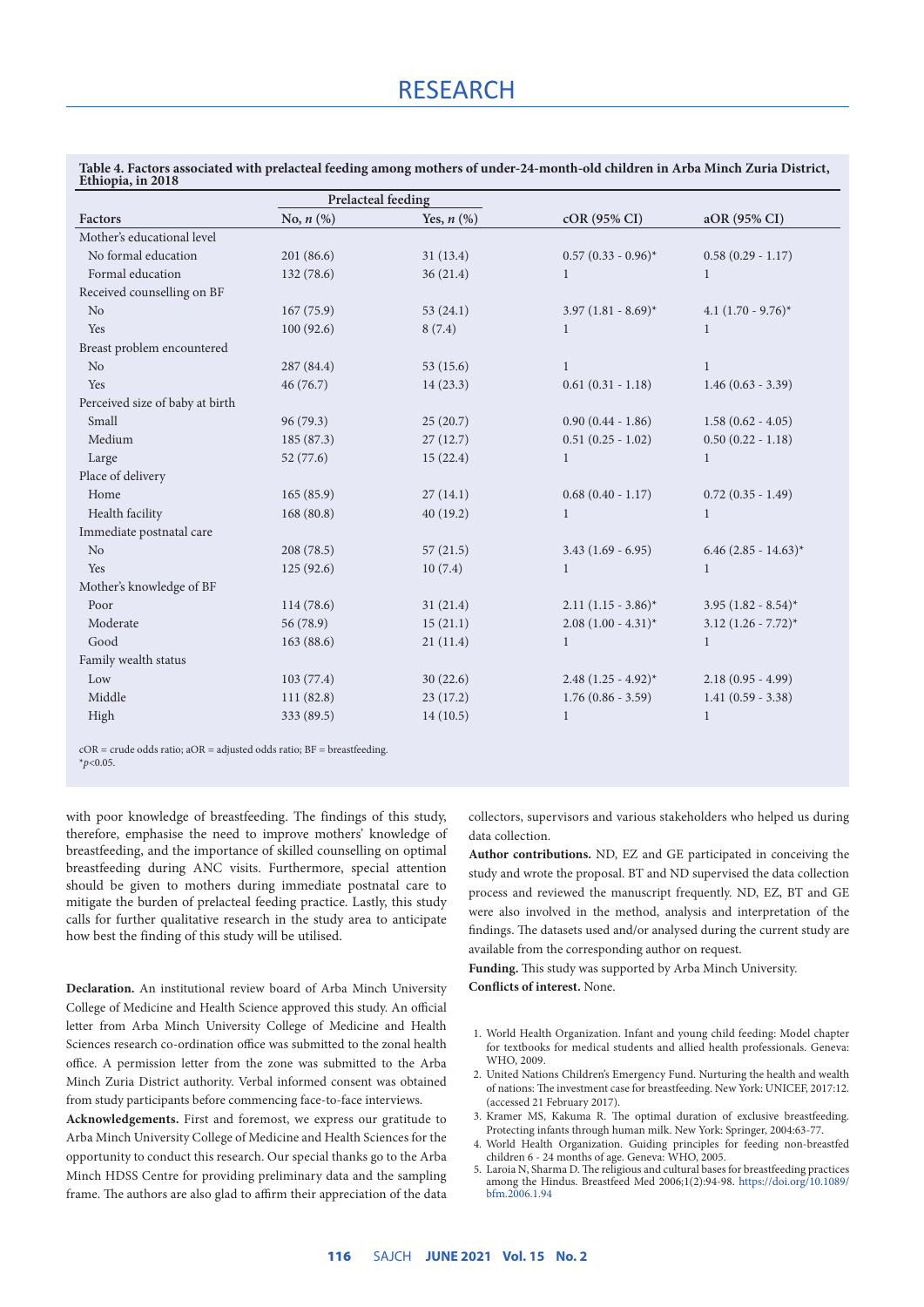**Table 4. Factors associated with prelacteal feeding among mothers of under-24-month-old children in Arba Minch Zuria District, Ethiopia, in 2018**

| | Prelacteal feeding | | | |
|---|---|---|---|---|
| Factors | No, *n* (%) | Yes, *n* (%) | cOR (95% CI) | aOR (95% CI) |
| Mother's educational level | | | | |
| No formal education | 201 (86.6) | 31 (13.4) | 0.57 (0.33 - 0.96)* | 0.58 (0.29 - 1.17) |
| Formal education | 132 (78.6) | 36 (21.4) | 1 | 1 |
| Received counselling on BF | | | | |
| No | 167 (75.9) | 53 (24.1) | 3.97 (1.81 - 8.69)* | 4.1 (1.70 - 9.76)* |
| Yes | 100 (92.6) | 8 (7.4) | 1 | 1 |
| Breast problem encountered | | | | |
| No | 287 (84.4) | 53 (15.6) | 1 | 1 |
| Yes | 46 (76.7) | 14 (23.3) | 0.61 (0.31 - 1.18) | 1.46 (0.63 - 3.39) |
| Perceived size of baby at birth | | | | |
| Small | 96 (79.3) | 25 (20.7) | 0.90 (0.44 - 1.86) | 1.58 (0.62 - 4.05) |
| Medium | 185 (87.3) | 27 (12.7) | 0.51 (0.25 - 1.02) | 0.50 (0.22 - 1.18) |
| Large | 52 (77.6) | 15 (22.4) | 1 | 1 |
| Place of delivery | | | | |
| Home | 165 (85.9) | 27 (14.1) | 0.68 (0.40 - 1.17) | 0.72 (0.35 - 1.49) |
| Health facility | 168 (80.8) | 40 (19.2) | 1 | 1 |
| Immediate postnatal care | | | | |
| No | 208 (78.5) | 57 (21.5) | 3.43 (1.69 - 6.95) | 6.46 (2.85 - 14.63)* |
| Yes | 125 (92.6) | 10 (7.4) | 1 | 1 |
| Mother's knowledge of BF | | | | |
| Poor | 114 (78.6) | 31 (21.4) | 2.11 (1.15 - 3.86)* | 3.95 (1.82 - 8.54)* |
| Moderate | 56 (78.9) | 15 (21.1) | 2.08 (1.00 - 4.31)* | 3.12 (1.26 - 7.72)* |
| Good | 163 (88.6) | 21 (11.4) | 1 | 1 |
| Family wealth status | | | | |
| Low | 103 (77.4) | 30 (22.6) | 2.48 (1.25 - 4.92)* | 2.18 (0.95 - 4.99) |
| Middle | 111 (82.8) | 23 (17.2) | 1.76 (0.86 - 3.59) | 1.41 (0.59 - 3.38) |
| High | 333 (89.5) | 14 (10.5) | 1 | 1 |

cOR = crude odds ratio; aOR = adjusted odds ratio; BF = breastfeeding.
*$p<0.05$.

with poor knowledge of breastfeeding. The findings of this study, therefore, emphasise the need to improve mothers' knowledge of breastfeeding, and the importance of skilled counselling on optimal breastfeeding during ANC visits. Furthermore, special attention should be given to mothers during immediate postnatal care to mitigate the burden of prelacteal feeding practice. Lastly, this study calls for further qualitative research in the study area to anticipate how best the finding of this study will be utilised.

**Declaration.** An institutional review board of Arba Minch University College of Medicine and Health Science approved this study. An official letter from Arba Minch University College of Medicine and Health Sciences research co-ordination office was submitted to the zonal health office. A permission letter from the zone was submitted to the Arba Minch Zuria District authority. Verbal informed consent was obtained from study participants before commencing face-to-face interviews.

**Acknowledgements.** First and foremost, we express our gratitude to Arba Minch University College of Medicine and Health Sciences for the opportunity to conduct this research. Our special thanks go to the Arba Minch HDSS Centre for providing preliminary data and the sampling frame. The authors are also glad to affirm their appreciation of the data collectors, supervisors and various stakeholders who helped us during data collection.

**Author contributions.** ND, EZ and GE participated in conceiving the study and wrote the proposal. BT and ND supervised the data collection process and reviewed the manuscript frequently. ND, EZ, BT and GE were also involved in the method, analysis and interpretation of the findings. The datasets used and/or analysed during the current study are available from the corresponding author on request.

**Funding.** This study was supported by Arba Minch University.

**Conflicts of interest.** None.

1. World Health Organization. Infant and young child feeding: Model chapter for textbooks for medical students and allied health professionals. Geneva: WHO, 2009.
2. United Nations Children's Emergency Fund. Nurturing the health and wealth of nations: The investment case for breastfeeding. New York: UNICEF, 2017:12. (accessed 21 February 2017).
3. Kramer MS, Kakuma R. The optimal duration of exclusive breastfeeding. Protecting infants through human milk. New York: Springer, 2004:63-77.
4. World Health Organization. Guiding principles for feeding non-breastfed children 6 - 24 months of age. Geneva: WHO, 2005.
5. Laroia N, Sharma D. The religious and cultural bases for breastfeeding practices among the Hindus. Breastfeed Med 2006;1(2):94-98. https://doi.org/10.1089/bfm.2006.1.94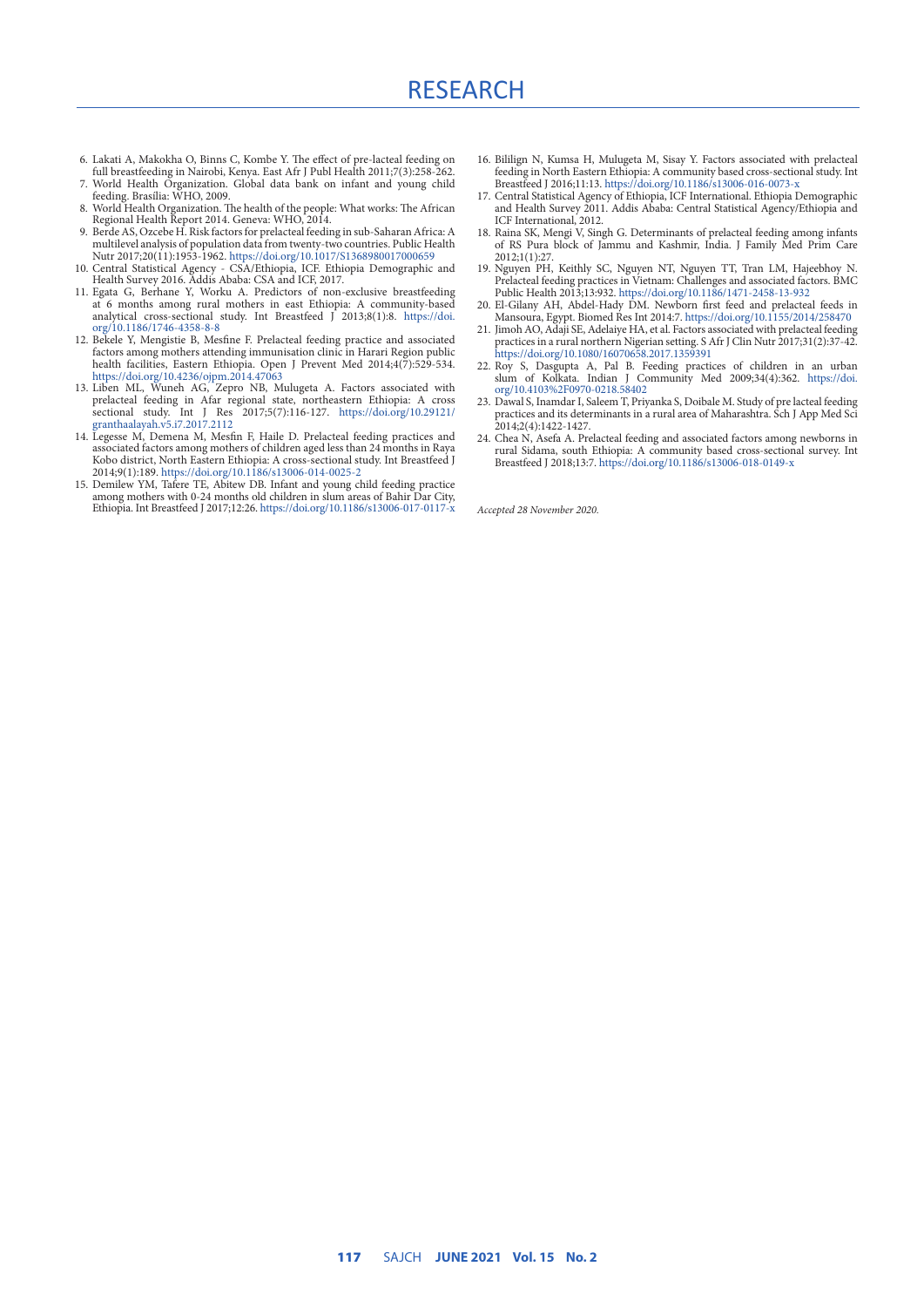6. Lakati A, Makokha O, Binns C, Kombe Y. The effect of pre-lacteal feeding on full breastfeeding in Nairobi, Kenya. East Afr J Publ Health 2011;7(3):258-262.
7. World Health Organization. Global data bank on infant and young child feeding. Brasília: WHO, 2009.
8. World Health Organization. The health of the people: What works: The African Regional Health Report 2014. Geneva: WHO, 2014.
9. Berde AS, Ozcebe H. Risk factors for prelacteal feeding in sub-Saharan Africa: A multilevel analysis of population data from twenty-two countries. Public Health Nutr 2017;20(11):1953-1962. https://doi.org/10.1017/S1368980017000659
10. Central Statistical Agency - CSA/Ethiopia, ICF. Ethiopia Demographic and Health Survey 2016. Addis Ababa: CSA and ICF, 2017.
11. Egata G, Berhane Y, Worku A. Predictors of non-exclusive breastfeeding at 6 months among rural mothers in east Ethiopia: A community-based analytical cross-sectional study. Int Breastfeed J 2013;8(1):8. https://doi.org/10.1186/1746-4358-8-8
12. Bekele Y, Mengistie B, Mesfine F. Prelacteal feeding practice and associated factors among mothers attending immunisation clinic in Harari Region public health facilities, Eastern Ethiopia. Open J Prevent Med 2014;4(7):529-534. https://doi.org/10.4236/ojpm.2014.47063
13. Liben ML, Wuneh AG, Zepro NB, Mulugeta A. Factors associated with prelacteal feeding in Afar regional state, northeastern Ethiopia: A cross sectional study. Int J Res 2017;5(7):116-127. https://doi.org/10.29121/granthaalayah.v5.i7.2017.2112
14. Legesse M, Demena M, Mesfin F, Haile D. Prelacteal feeding practices and associated factors among mothers of children aged less than 24 months in Raya Kobo district, North Eastern Ethiopia: A cross-sectional study. Int Breastfeed J 2014;9(1):189. https://doi.org/10.1186/s13006-014-0025-2
15. Demilew YM, Tafere TE, Abitew DB. Infant and young child feeding practice among mothers with 0-24 months old children in slum areas of Bahir Dar City, Ethiopia. Int Breastfeed J 2017;12:26. https://doi.org/10.1186/s13006-017-0117-x
16. Bililign N, Kumsa H, Mulugeta M, Sisay Y. Factors associated with prelacteal feeding in North Eastern Ethiopia: A community based cross-sectional study. Int Breastfeed J 2016;11:13. https://doi.org/10.1186/s13006-016-0073-x
17. Central Statistical Agency of Ethiopia, ICF International. Ethiopia Demographic and Health Survey 2011. Addis Ababa: Central Statistical Agency/Ethiopia and ICF International, 2012.
18. Raina SK, Mengi V, Singh G. Determinants of prelacteal feeding among infants of RS Pura block of Jammu and Kashmir, India. J Family Med Prim Care 2012;1(1):27.
19. Nguyen PH, Keithly SC, Nguyen NT, Nguyen TT, Tran LM, Hajeebhoy N. Prelacteal feeding practices in Vietnam: Challenges and associated factors. BMC Public Health 2013;13:932. https://doi.org/10.1186/1471-2458-13-932
20. El-Gilany AH, Abdel-Hady DM. Newborn first feed and prelacteal feeds in Mansoura, Egypt. Biomed Res Int 2014:7. https://doi.org/10.1155/2014/258470
21. Jimoh AO, Adaji SE, Adelaiye HA, et al. Factors associated with prelacteal feeding practices in a rural northern Nigerian setting. S Afr J Clin Nutr 2017;31(2):37-42. https://doi.org/10.1080/16070658.2017.1359391
22. Roy S, Dasgupta A, Pal B. Feeding practices of children in an urban slum of Kolkata. Indian J Community Med 2009;34(4):362. https://doi.org/10.4103%2F0970-0218.58402
23. Dawal S, Inamdar I, Saleem T, Priyanka S, Doibale M. Study of pre lacteal feeding practices and its determinants in a rural area of Maharashtra. Sch J App Med Sci 2014;2(4):1422-1427.
24. Chea N, Asefa A. Prelacteal feeding and associated factors among newborns in rural Sidama, south Ethiopia: A community based cross-sectional survey. Int Breastfeed J 2018;13:7. https://doi.org/10.1186/s13006-018-0149-x

*Accepted 28 November 2020.*